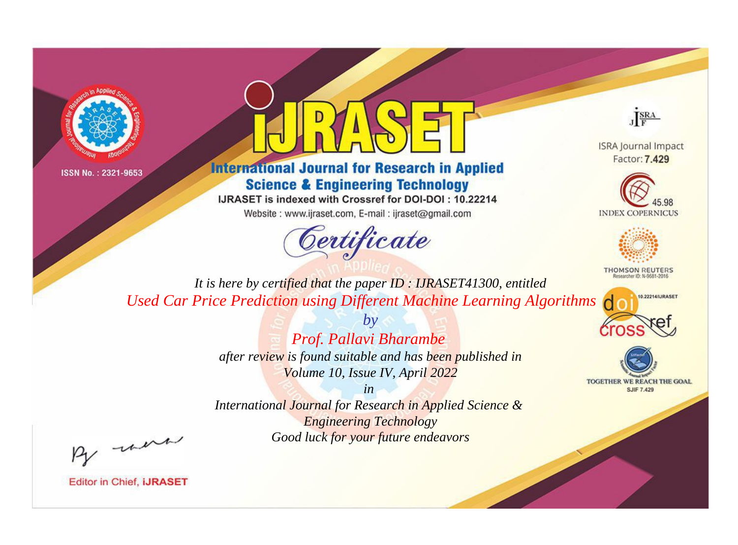ISSN No. : 2321-9653

# IJRASET

## International Journal for Research in Applied Science & Engineering Technology

IJRASET is indexed with Crossref for DOI-DOI : 10.22214

Website : www.ijraset.com, E-mail : ijraset@gmail.com

ISRA Journal Impact Factor: **7.429**

45.98 INDEX COPERNICUS

THOMSON REUTERS Researcher ID: N-9681-2016

10.22214/IJRASET

TOGETHER WE REACH THE GOAL SJIF 7.429

# *Certificate*

*It is here by certified that the paper ID : IJRASET41300, entitled*

*Used Car Price Prediction using Different Machine Learning Algorithms*

*by*

*Prof. Pallavi Bharambe*

*after review is found suitable and has been published in*

*Volume 10, Issue IV, April 2022*

*in*

*International Journal for Research in Applied Science & Engineering Technology*

*Good luck for your future endeavors*

Editor in Chief, **iJRASET**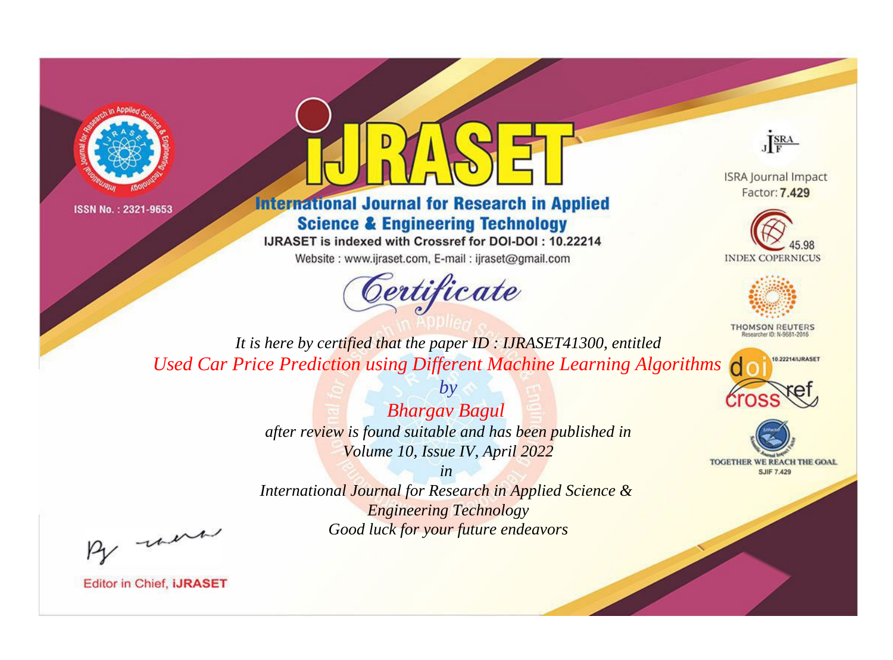ISSN No. : 2321-9653

# iJRASET

## International Journal for Research in Applied Science & Engineering Technology

IJRASET is indexed with Crossref for DOI-DOI : 10.22214

Website : www.ijraset.com, E-mail : ijraset@gmail.com

ISRA Journal Impact Factor: **7.429**

45.98 INDEX COPERNICUS

THOMSON REUTERS Researcher ID: N-9681-2016

10.22214/IJRASET

TOGETHER WE REACH THE GOAL SJIF 7.429

# *Certificate*

*It is here by certified that the paper ID : IJRASET41300, entitled*

*Used Car Price Prediction using Different Machine Learning Algorithms*

*by*

*Bhargav Bagul*

*after review is found suitable and has been published in*

*Volume 10, Issue IV, April 2022*

*in*

*International Journal for Research in Applied Science & Engineering Technology*

*Good luck for your future endeavors*

Editor in Chief, **iJRASET**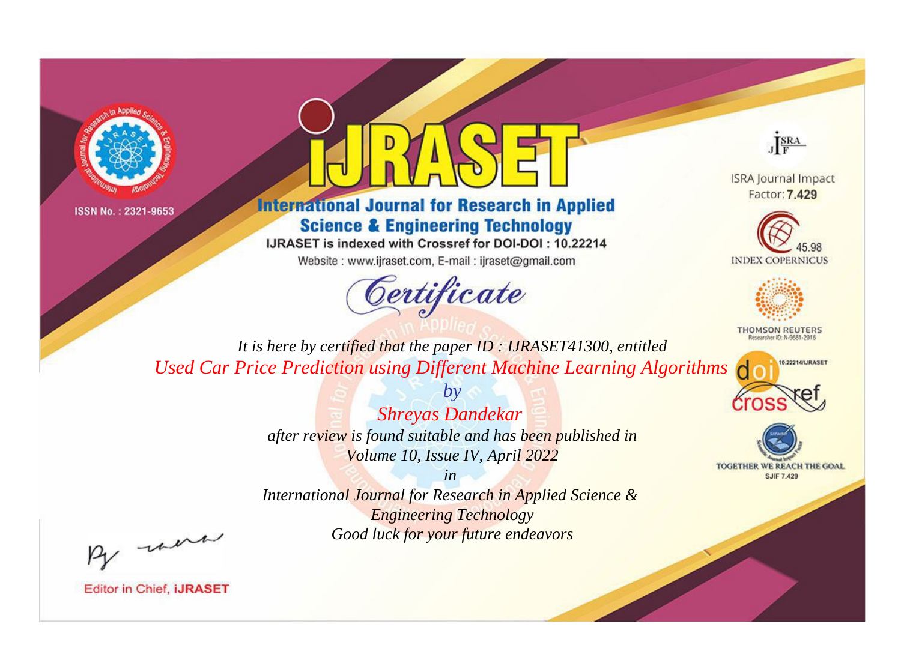ISSN No. : 2321-9653

# IJRASET

## International Journal for Research in Applied Science & Engineering Technology

IJRASET is indexed with Crossref for DOI-DOI : 10.22214

Website : www.ijraset.com, E-mail : ijraset@gmail.com

ISRA Journal Impact Factor: **7.429**

45.98 INDEX COPERNICUS

THOMSON REUTERS Researcher ID: N-9681-2016

10.22214/IJRASET

TOGETHER WE REACH THE GOAL SJIF 7.429

# *Certificate*

*It is here by certified that the paper ID : IJRASET41300, entitled*

*Used Car Price Prediction using Different Machine Learning Algorithms*

*by*

*Shreyas Dandekar*

*after review is found suitable and has been published in*

*Volume 10, Issue IV, April 2022*

*in*

*International Journal for Research in Applied Science & Engineering Technology*

*Good luck for your future endeavors*

Editor in Chief, **iJRASET**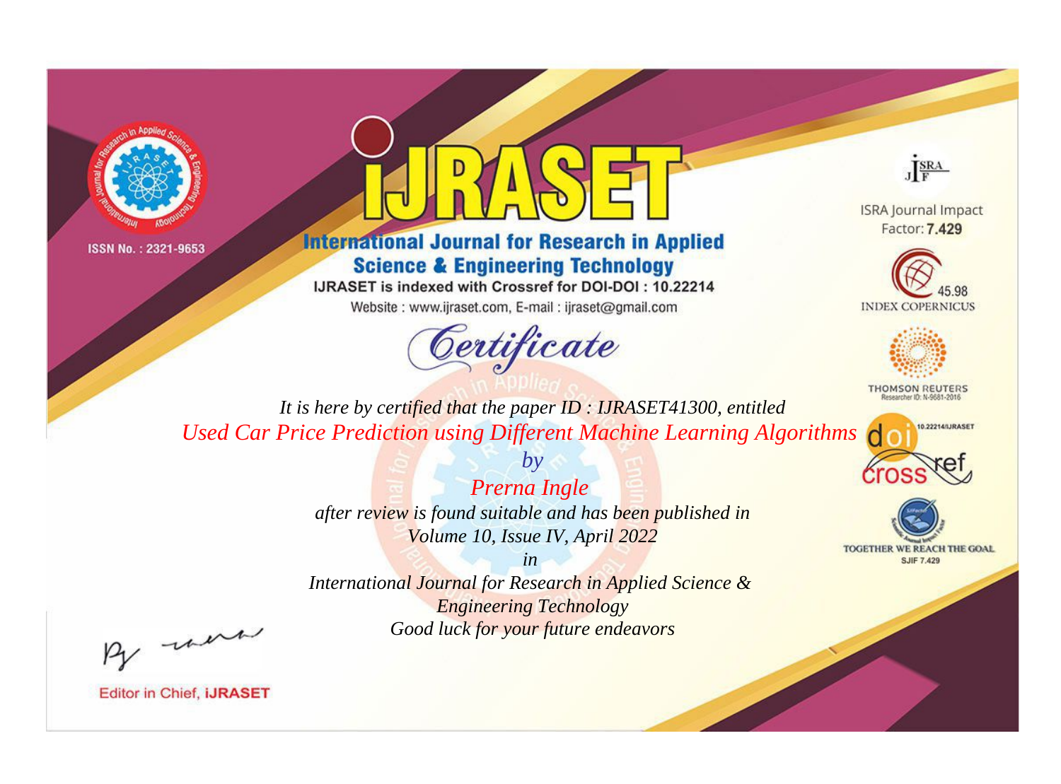ISSN No. : 2321-9653

# IJRASET

## International Journal for Research in Applied Science & Engineering Technology

IJRASET is indexed with Crossref for DOI-DOI : 10.22214

Website : www.ijraset.com, E-mail : ijraset@gmail.com

*Certificate*

*It is here by certified that the paper ID : IJRASET41300, entitled*

*Used Car Price Prediction using Different Machine Learning Algorithms*

*by*

*Prerna Ingle*

*after review is found suitable and has been published in*

*Volume 10, Issue IV, April 2022*

*in*

*International Journal for Research in Applied Science & Engineering Technology*

*Good luck for your future endeavors*

ISRA Journal Impact Factor: **7.429**

45.98 INDEX COPERNICUS

THOMSON REUTERS Researcher ID: N-9681-2016

10.22214/IJRASET

TOGETHER WE REACH THE GOAL SJIF 7.429

Editor in Chief, **iJRASET**